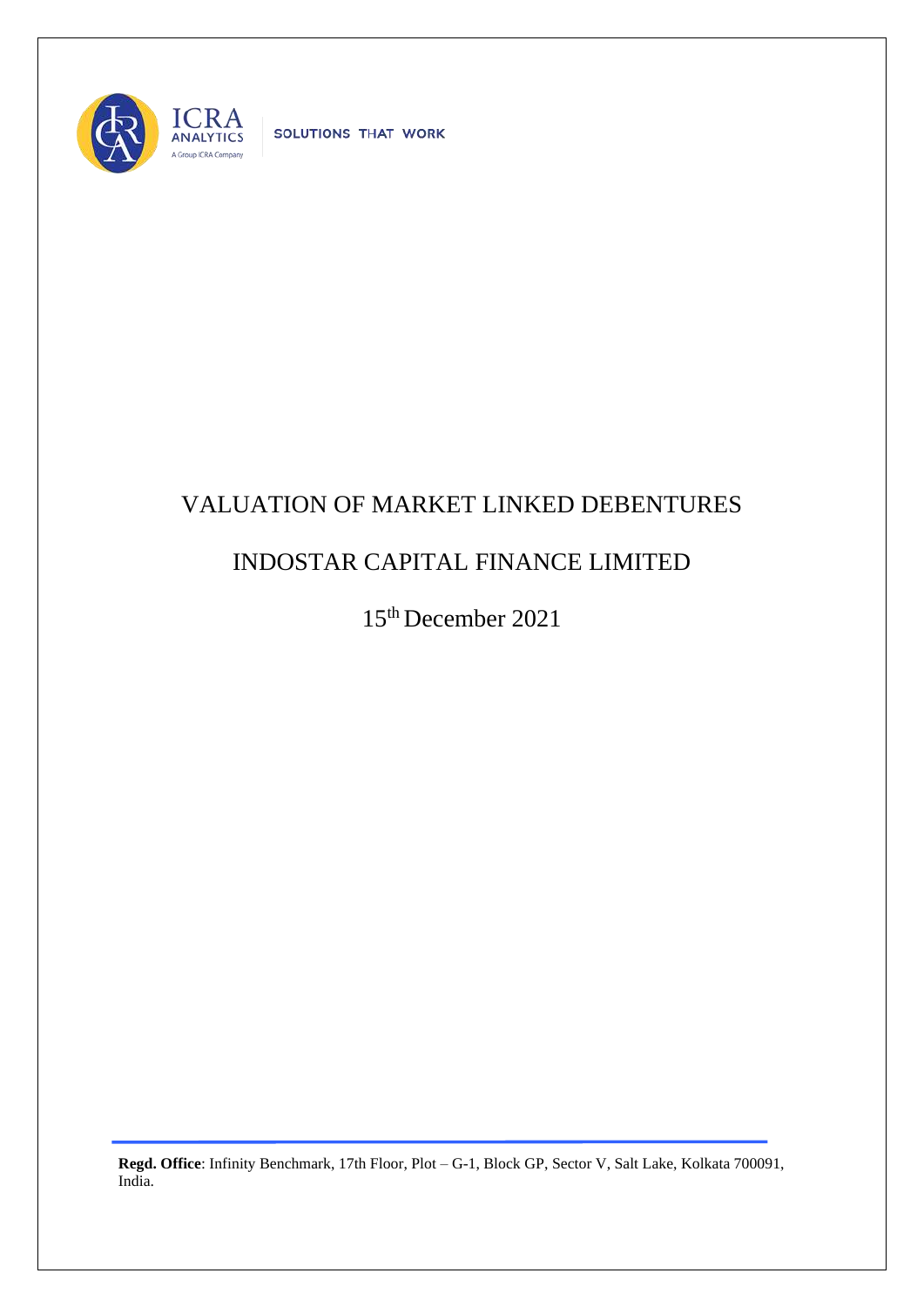# VALUATION OF MARKET LINKED DEBENTURES

## INDOSTAR CAPITAL FINANCE LIMITED

15th December 2021

**Regd. Office**: Infinity Benchmark, 17th Floor, Plot – G-1, Block GP, Sector V, Salt Lake, Kolkata 700091, India.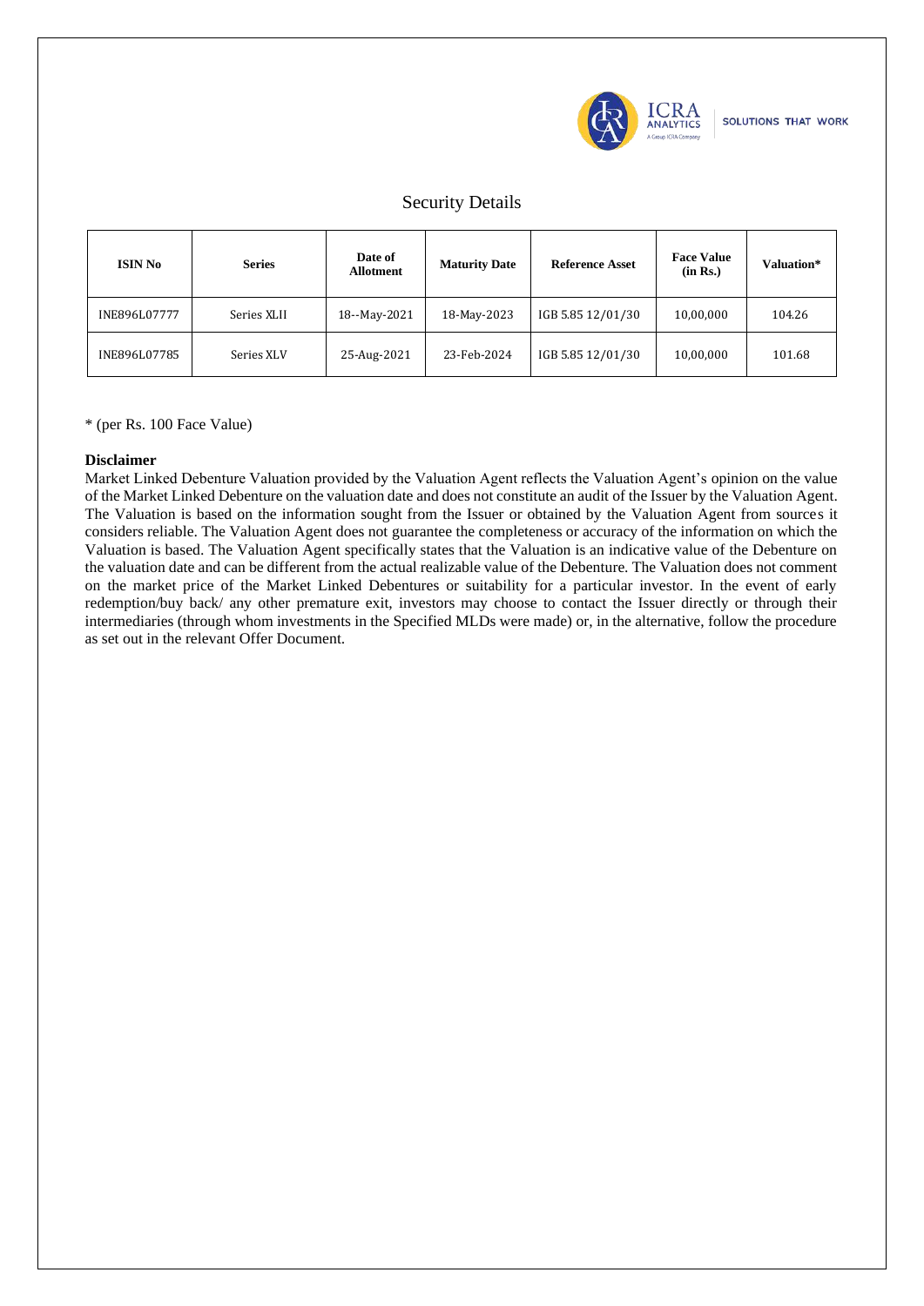## Security Details

| ISIN No | Series | Date of Allotment | Maturity Date | Reference Asset | Face Value (in Rs.) | Valuation* |
|---|---|---|---|---|---|---|
| INE896L07777 | Series XLII | 18--May-2021 | 18-May-2023 | IGB 5.85 12/01/30 | 10,00,000 | 104.26 |
| INE896L07785 | Series XLV | 25-Aug-2021 | 23-Feb-2024 | IGB 5.85 12/01/30 | 10,00,000 | 101.68 |

* (per Rs. 100 Face Value)

**Disclaimer**

Market Linked Debenture Valuation provided by the Valuation Agent reflects the Valuation Agent's opinion on the value of the Market Linked Debenture on the valuation date and does not constitute an audit of the Issuer by the Valuation Agent. The Valuation is based on the information sought from the Issuer or obtained by the Valuation Agent from sources it considers reliable. The Valuation Agent does not guarantee the completeness or accuracy of the information on which the Valuation is based. The Valuation Agent specifically states that the Valuation is an indicative value of the Debenture on the valuation date and can be different from the actual realizable value of the Debenture. The Valuation does not comment on the market price of the Market Linked Debentures or suitability for a particular investor. In the event of early redemption/buy back/ any other premature exit, investors may choose to contact the Issuer directly or through their intermediaries (through whom investments in the Specified MLDs were made) or, in the alternative, follow the procedure as set out in the relevant Offer Document.